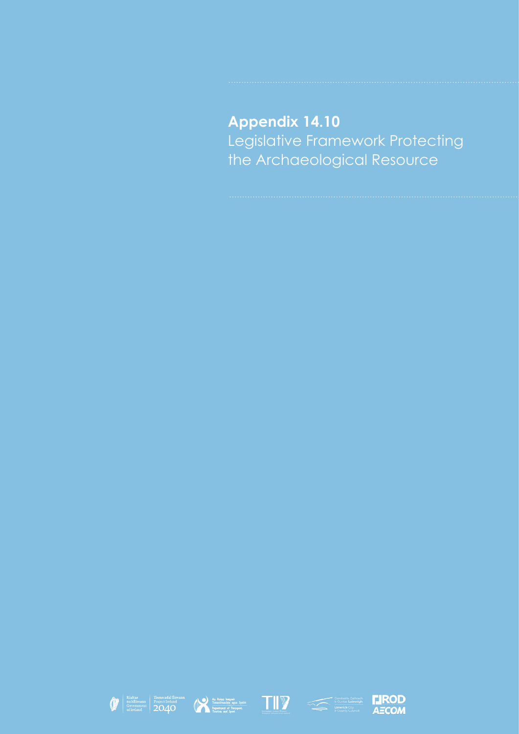# Appendix 14.10

Legislative Framework Protecting the Archaeological Resource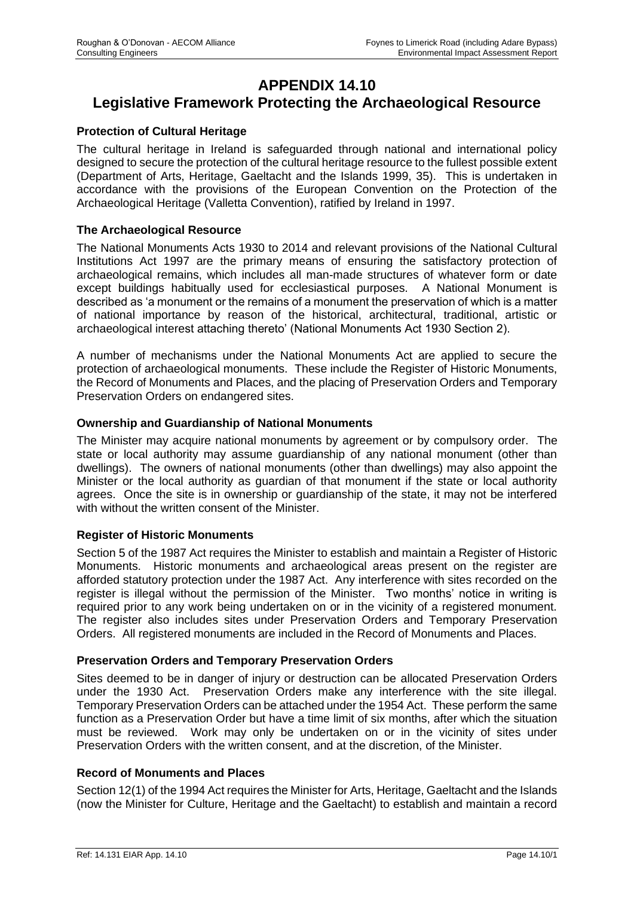# APPENDIX 14.10
# Legislative Framework Protecting the Archaeological Resource

### Protection of Cultural Heritage

The cultural heritage in Ireland is safeguarded through national and international policy designed to secure the protection of the cultural heritage resource to the fullest possible extent (Department of Arts, Heritage, Gaeltacht and the Islands 1999, 35). This is undertaken in accordance with the provisions of the European Convention on the Protection of the Archaeological Heritage (Valletta Convention), ratified by Ireland in 1997.

### The Archaeological Resource

The National Monuments Acts 1930 to 2014 and relevant provisions of the National Cultural Institutions Act 1997 are the primary means of ensuring the satisfactory protection of archaeological remains, which includes all man-made structures of whatever form or date except buildings habitually used for ecclesiastical purposes. A National Monument is described as 'a monument or the remains of a monument the preservation of which is a matter of national importance by reason of the historical, architectural, traditional, artistic or archaeological interest attaching thereto' (National Monuments Act 1930 Section 2).

A number of mechanisms under the National Monuments Act are applied to secure the protection of archaeological monuments. These include the Register of Historic Monuments, the Record of Monuments and Places, and the placing of Preservation Orders and Temporary Preservation Orders on endangered sites.

### Ownership and Guardianship of National Monuments

The Minister may acquire national monuments by agreement or by compulsory order. The state or local authority may assume guardianship of any national monument (other than dwellings). The owners of national monuments (other than dwellings) may also appoint the Minister or the local authority as guardian of that monument if the state or local authority agrees. Once the site is in ownership or guardianship of the state, it may not be interfered with without the written consent of the Minister.

### Register of Historic Monuments

Section 5 of the 1987 Act requires the Minister to establish and maintain a Register of Historic Monuments. Historic monuments and archaeological areas present on the register are afforded statutory protection under the 1987 Act. Any interference with sites recorded on the register is illegal without the permission of the Minister. Two months' notice in writing is required prior to any work being undertaken on or in the vicinity of a registered monument. The register also includes sites under Preservation Orders and Temporary Preservation Orders. All registered monuments are included in the Record of Monuments and Places.

### Preservation Orders and Temporary Preservation Orders

Sites deemed to be in danger of injury or destruction can be allocated Preservation Orders under the 1930 Act. Preservation Orders make any interference with the site illegal. Temporary Preservation Orders can be attached under the 1954 Act. These perform the same function as a Preservation Order but have a time limit of six months, after which the situation must be reviewed. Work may only be undertaken on or in the vicinity of sites under Preservation Orders with the written consent, and at the discretion, of the Minister.

### Record of Monuments and Places

Section 12(1) of the 1994 Act requires the Minister for Arts, Heritage, Gaeltacht and the Islands (now the Minister for Culture, Heritage and the Gaeltacht) to establish and maintain a record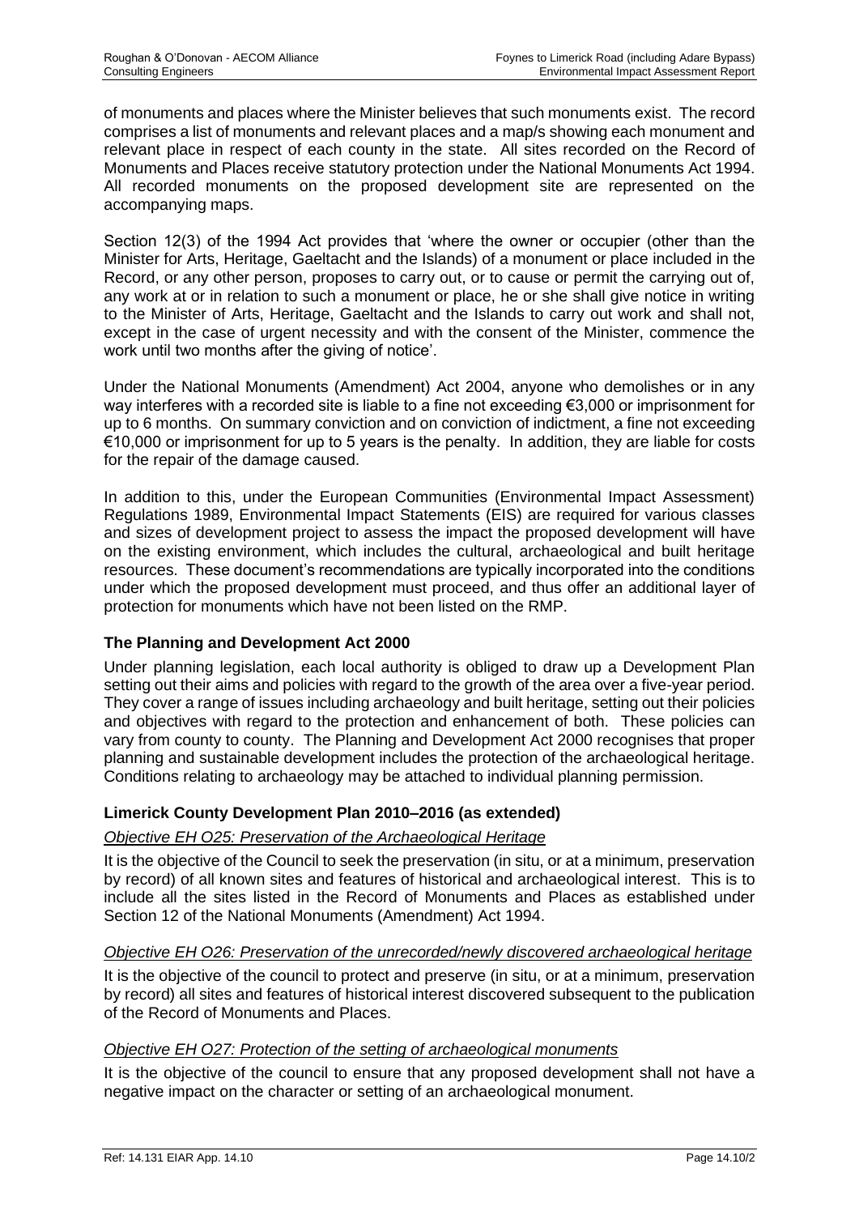of monuments and places where the Minister believes that such monuments exist. The record comprises a list of monuments and relevant places and a map/s showing each monument and relevant place in respect of each county in the state. All sites recorded on the Record of Monuments and Places receive statutory protection under the National Monuments Act 1994. All recorded monuments on the proposed development site are represented on the accompanying maps.

Section 12(3) of the 1994 Act provides that 'where the owner or occupier (other than the Minister for Arts, Heritage, Gaeltacht and the Islands) of a monument or place included in the Record, or any other person, proposes to carry out, or to cause or permit the carrying out of, any work at or in relation to such a monument or place, he or she shall give notice in writing to the Minister of Arts, Heritage, Gaeltacht and the Islands to carry out work and shall not, except in the case of urgent necessity and with the consent of the Minister, commence the work until two months after the giving of notice'.

Under the National Monuments (Amendment) Act 2004, anyone who demolishes or in any way interferes with a recorded site is liable to a fine not exceeding €3,000 or imprisonment for up to 6 months. On summary conviction and on conviction of indictment, a fine not exceeding €10,000 or imprisonment for up to 5 years is the penalty. In addition, they are liable for costs for the repair of the damage caused.

In addition to this, under the European Communities (Environmental Impact Assessment) Regulations 1989, Environmental Impact Statements (EIS) are required for various classes and sizes of development project to assess the impact the proposed development will have on the existing environment, which includes the cultural, archaeological and built heritage resources. These document's recommendations are typically incorporated into the conditions under which the proposed development must proceed, and thus offer an additional layer of protection for monuments which have not been listed on the RMP.

### The Planning and Development Act 2000

Under planning legislation, each local authority is obliged to draw up a Development Plan setting out their aims and policies with regard to the growth of the area over a five-year period. They cover a range of issues including archaeology and built heritage, setting out their policies and objectives with regard to the protection and enhancement of both. These policies can vary from county to county. The Planning and Development Act 2000 recognises that proper planning and sustainable development includes the protection of the archaeological heritage. Conditions relating to archaeology may be attached to individual planning permission.

### Limerick County Development Plan 2010–2016 (as extended)

*Objective EH O25: Preservation of the Archaeological Heritage*

It is the objective of the Council to seek the preservation (in situ, or at a minimum, preservation by record) of all known sites and features of historical and archaeological interest. This is to include all the sites listed in the Record of Monuments and Places as established under Section 12 of the National Monuments (Amendment) Act 1994.

*Objective EH O26: Preservation of the unrecorded/newly discovered archaeological heritage*

It is the objective of the council to protect and preserve (in situ, or at a minimum, preservation by record) all sites and features of historical interest discovered subsequent to the publication of the Record of Monuments and Places.

*Objective EH O27: Protection of the setting of archaeological monuments*

It is the objective of the council to ensure that any proposed development shall not have a negative impact on the character or setting of an archaeological monument.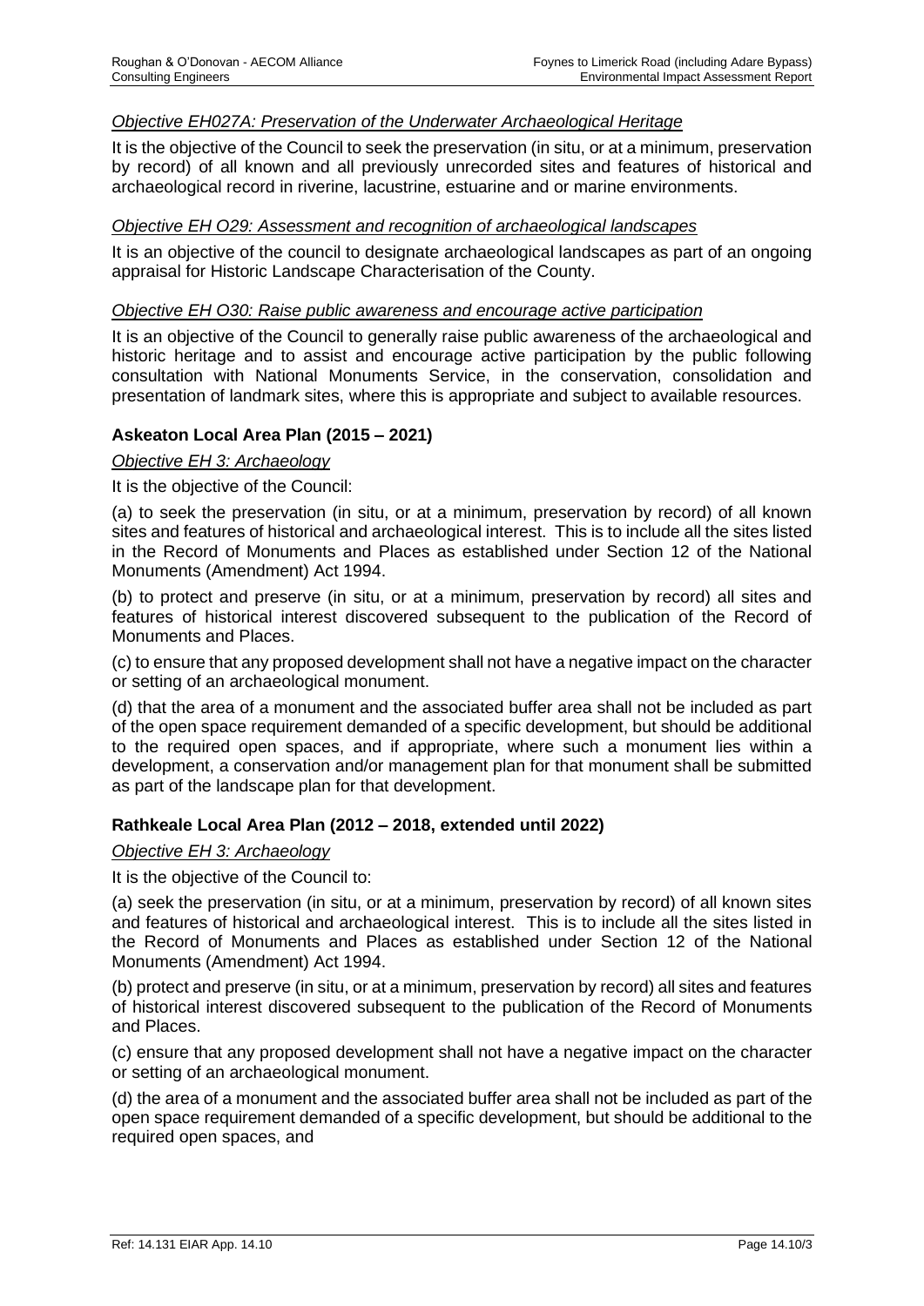*Objective EH027A: Preservation of the Underwater Archaeological Heritage*

It is the objective of the Council to seek the preservation (in situ, or at a minimum, preservation by record) of all known and all previously unrecorded sites and features of historical and archaeological record in riverine, lacustrine, estuarine and or marine environments.

*Objective EH O29: Assessment and recognition of archaeological landscapes*

It is an objective of the council to designate archaeological landscapes as part of an ongoing appraisal for Historic Landscape Characterisation of the County.

*Objective EH O30: Raise public awareness and encourage active participation*

It is an objective of the Council to generally raise public awareness of the archaeological and historic heritage and to assist and encourage active participation by the public following consultation with National Monuments Service, in the conservation, consolidation and presentation of landmark sites, where this is appropriate and subject to available resources.

**Askeaton Local Area Plan (2015 – 2021)**

*Objective EH 3: Archaeology*

It is the objective of the Council:

(a) to seek the preservation (in situ, or at a minimum, preservation by record) of all known sites and features of historical and archaeological interest. This is to include all the sites listed in the Record of Monuments and Places as established under Section 12 of the National Monuments (Amendment) Act 1994.

(b) to protect and preserve (in situ, or at a minimum, preservation by record) all sites and features of historical interest discovered subsequent to the publication of the Record of Monuments and Places.

(c) to ensure that any proposed development shall not have a negative impact on the character or setting of an archaeological monument.

(d) that the area of a monument and the associated buffer area shall not be included as part of the open space requirement demanded of a specific development, but should be additional to the required open spaces, and if appropriate, where such a monument lies within a development, a conservation and/or management plan for that monument shall be submitted as part of the landscape plan for that development.

**Rathkeale Local Area Plan (2012 – 2018, extended until 2022)**

*Objective EH 3: Archaeology*

It is the objective of the Council to:

(a) seek the preservation (in situ, or at a minimum, preservation by record) of all known sites and features of historical and archaeological interest. This is to include all the sites listed in the Record of Monuments and Places as established under Section 12 of the National Monuments (Amendment) Act 1994.

(b) protect and preserve (in situ, or at a minimum, preservation by record) all sites and features of historical interest discovered subsequent to the publication of the Record of Monuments and Places.

(c) ensure that any proposed development shall not have a negative impact on the character or setting of an archaeological monument.

(d) the area of a monument and the associated buffer area shall not be included as part of the open space requirement demanded of a specific development, but should be additional to the required open spaces, and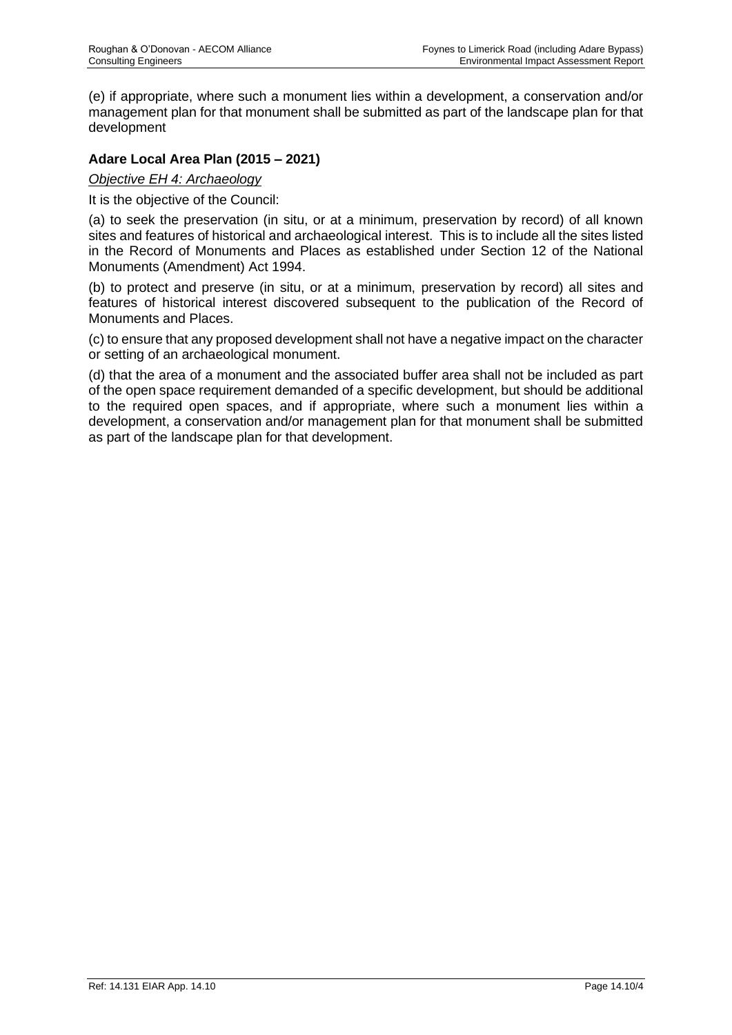(e) if appropriate, where such a monument lies within a development, a conservation and/or management plan for that monument shall be submitted as part of the landscape plan for that development

**Adare Local Area Plan (2015 – 2021)**

*Objective EH 4: Archaeology*

It is the objective of the Council:

(a) to seek the preservation (in situ, or at a minimum, preservation by record) of all known sites and features of historical and archaeological interest. This is to include all the sites listed in the Record of Monuments and Places as established under Section 12 of the National Monuments (Amendment) Act 1994.

(b) to protect and preserve (in situ, or at a minimum, preservation by record) all sites and features of historical interest discovered subsequent to the publication of the Record of Monuments and Places.

(c) to ensure that any proposed development shall not have a negative impact on the character or setting of an archaeological monument.

(d) that the area of a monument and the associated buffer area shall not be included as part of the open space requirement demanded of a specific development, but should be additional to the required open spaces, and if appropriate, where such a monument lies within a development, a conservation and/or management plan for that monument shall be submitted as part of the landscape plan for that development.